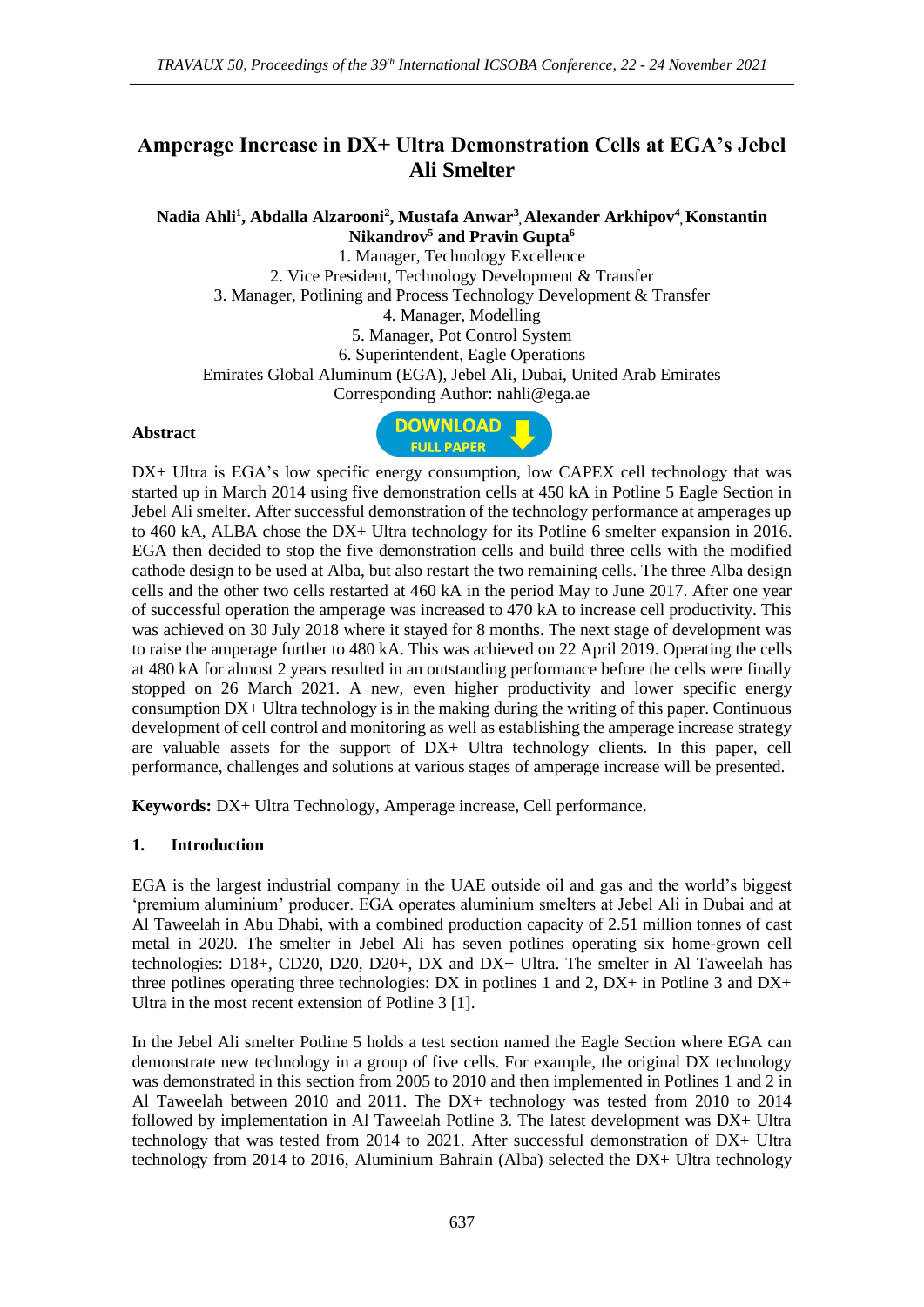# Amperage Increase in DX+ Ultra Demonstration Cells at EGA's Jebel Ali Smelter

**Nadia Ahli[1], Abdalla Alzarooni[2], Mustafa Anwar[3], Alexander Arkhipov[4], Konstantin Nikandrov[5] and Pravin Gupta[6]**

1. Manager, Technology Excellence
2. Vice President, Technology Development & Transfer
3. Manager, Potlining and Process Technology Development & Transfer
4. Manager, Modelling
5. Manager, Pot Control System
6. Superintendent, Eagle Operations

Emirates Global Aluminum (EGA), Jebel Ali, Dubai, United Arab Emirates
Corresponding Author: nahli@ega.ae

**Abstract**

DX+ Ultra is EGA's low specific energy consumption, low CAPEX cell technology that was started up in March 2014 using five demonstration cells at 450 kA in Potline 5 Eagle Section in Jebel Ali smelter. After successful demonstration of the technology performance at amperages up to 460 kA, ALBA chose the DX+ Ultra technology for its Potline 6 smelter expansion in 2016. EGA then decided to stop the five demonstration cells and build three cells with the modified cathode design to be used at Alba, but also restart the two remaining cells. The three Alba design cells and the other two cells restarted at 460 kA in the period May to June 2017. After one year of successful operation the amperage was increased to 470 kA to increase cell productivity. This was achieved on 30 July 2018 where it stayed for 8 months. The next stage of development was to raise the amperage further to 480 kA. This was achieved on 22 April 2019. Operating the cells at 480 kA for almost 2 years resulted in an outstanding performance before the cells were finally stopped on 26 March 2021. A new, even higher productivity and lower specific energy consumption DX+ Ultra technology is in the making during the writing of this paper. Continuous development of cell control and monitoring as well as establishing the amperage increase strategy are valuable assets for the support of DX+ Ultra technology clients. In this paper, cell performance, challenges and solutions at various stages of amperage increase will be presented.

**Keywords:** DX+ Ultra Technology, Amperage increase, Cell performance.

## 1. Introduction

EGA is the largest industrial company in the UAE outside oil and gas and the world's biggest 'premium aluminium' producer. EGA operates aluminium smelters at Jebel Ali in Dubai and at Al Taweelah in Abu Dhabi, with a combined production capacity of 2.51 million tonnes of cast metal in 2020. The smelter in Jebel Ali has seven potlines operating six home-grown cell technologies: D18+, CD20, D20, D20+, DX and DX+ Ultra. The smelter in Al Taweelah has three potlines operating three technologies: DX in potlines 1 and 2, DX+ in Potline 3 and DX+ Ultra in the most recent extension of Potline 3 [1].

In the Jebel Ali smelter Potline 5 holds a test section named the Eagle Section where EGA can demonstrate new technology in a group of five cells. For example, the original DX technology was demonstrated in this section from 2005 to 2010 and then implemented in Potlines 1 and 2 in Al Taweelah between 2010 and 2011. The DX+ technology was tested from 2010 to 2014 followed by implementation in Al Taweelah Potline 3. The latest development was DX+ Ultra technology that was tested from 2014 to 2021. After successful demonstration of DX+ Ultra technology from 2014 to 2016, Aluminium Bahrain (Alba) selected the DX+ Ultra technology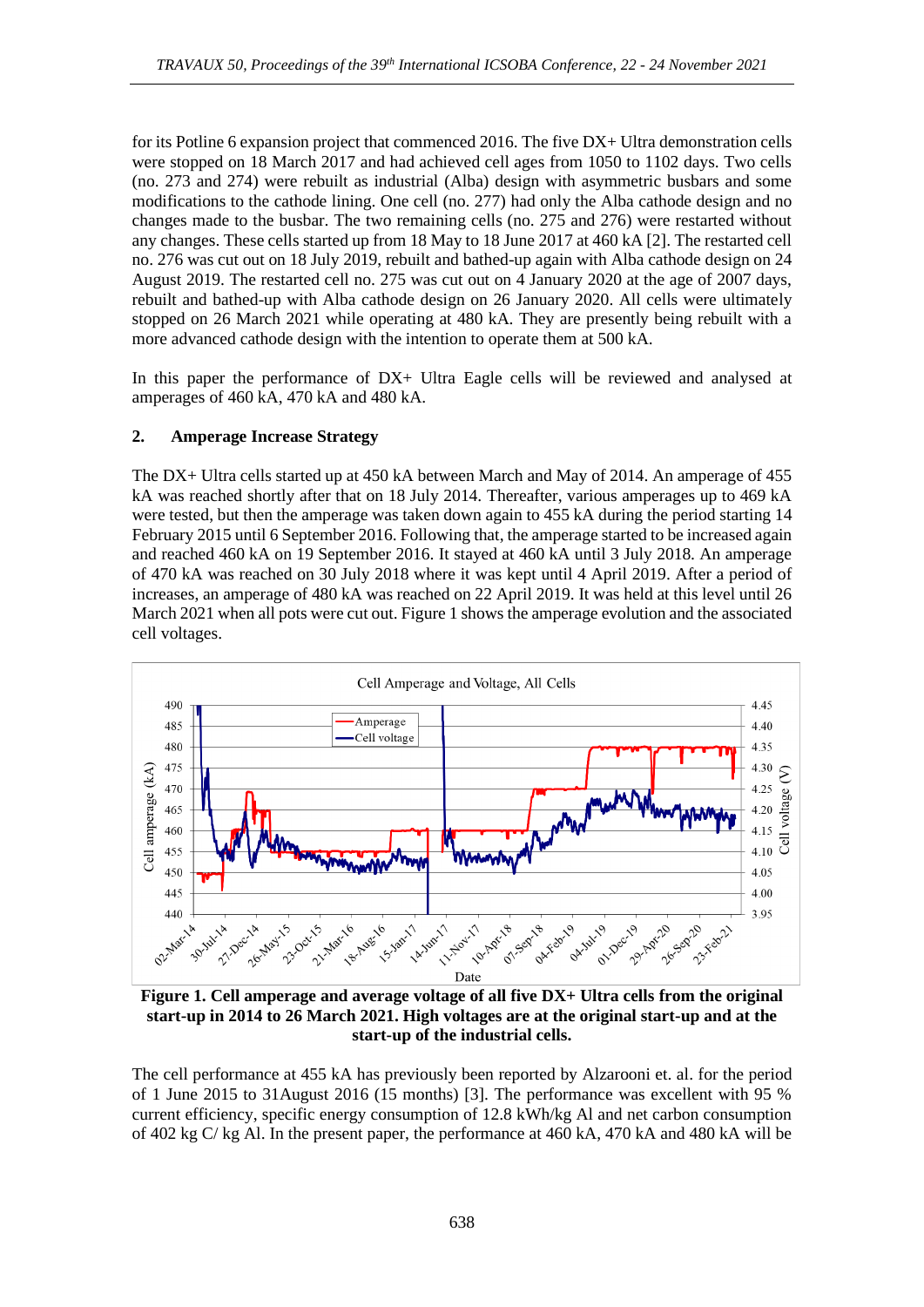for its Potline 6 expansion project that commenced 2016. The five DX+ Ultra demonstration cells were stopped on 18 March 2017 and had achieved cell ages from 1050 to 1102 days. Two cells (no. 273 and 274) were rebuilt as industrial (Alba) design with asymmetric busbars and some modifications to the cathode lining. One cell (no. 277) had only the Alba cathode design and no changes made to the busbar. The two remaining cells (no. 275 and 276) were restarted without any changes. These cells started up from 18 May to 18 June 2017 at 460 kA [2]. The restarted cell no. 276 was cut out on 18 July 2019, rebuilt and bathed-up again with Alba cathode design on 24 August 2019. The restarted cell no. 275 was cut out on 4 January 2020 at the age of 2007 days, rebuilt and bathed-up with Alba cathode design on 26 January 2020. All cells were ultimately stopped on 26 March 2021 while operating at 480 kA. They are presently being rebuilt with a more advanced cathode design with the intention to operate them at 500 kA.

In this paper the performance of DX+ Ultra Eagle cells will be reviewed and analysed at amperages of 460 kA, 470 kA and 480 kA.

## 2. Amperage Increase Strategy

The DX+ Ultra cells started up at 450 kA between March and May of 2014. An amperage of 455 kA was reached shortly after that on 18 July 2014. Thereafter, various amperages up to 469 kA were tested, but then the amperage was taken down again to 455 kA during the period starting 14 February 2015 until 6 September 2016. Following that, the amperage started to be increased again and reached 460 kA on 19 September 2016. It stayed at 460 kA until 3 July 2018. An amperage of 470 kA was reached on 30 July 2018 where it was kept until 4 April 2019. After a period of increases, an amperage of 480 kA was reached on 22 April 2019. It was held at this level until 26 March 2021 when all pots were cut out. Figure 1 shows the amperage evolution and the associated cell voltages.

Cell Amperage and Voltage, All Cells

Amperage
Cell voltage

Cell amperage (kA)
490
485
480
475
470
465
460
455
450
445
440

Cell voltage (V)
4.45
4.40
4.35
4.30
4.25
4.20
4.15
4.10
4.05
4.00
3.95

02-Mar-14, 30-Jul-14, 27-Dec-14, 26-May-15, 23-Oct-15, 21-Mar-16, 18-Aug-16, 15-Jan-17, 14-Jun-17, 11-Nov-17, 10-Apr-18, 07-Sep-18, 04-Feb-19, 04-Jul-19, 01-Dec-19, 29-Apr-20, 26-Sep-20, 23-Feb-21

Date

**Figure 1. Cell amperage and average voltage of all five DX+ Ultra cells from the original start-up in 2014 to 26 March 2021. High voltages are at the original start-up and at the start-up of the industrial cells.**

The cell performance at 455 kA has previously been reported by Alzarooni et. al. for the period of 1 June 2015 to 31August 2016 (15 months) [3]. The performance was excellent with 95 % current efficiency, specific energy consumption of 12.8 kWh/kg Al and net carbon consumption of 402 kg C/ kg Al. In the present paper, the performance at 460 kA, 470 kA and 480 kA will be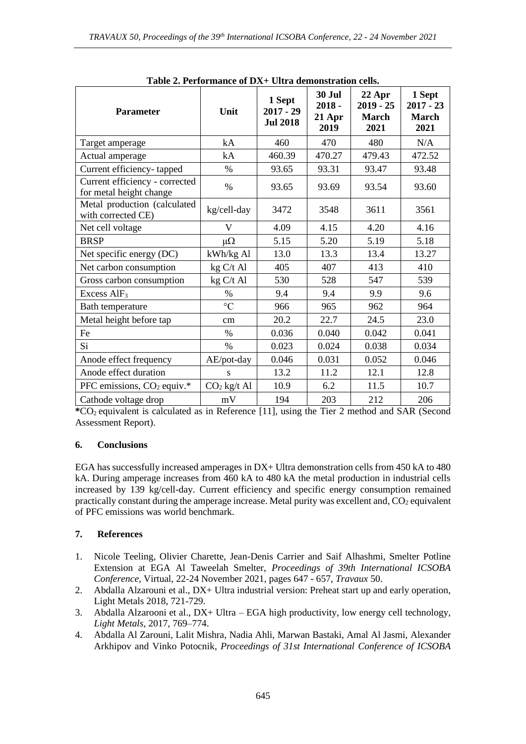**Table 2. Performance of DX+ Ultra demonstration cells.**

| Parameter | Unit | 1 Sept 2017 - 29 Jul 2018 | 30 Jul 2018 - 21 Apr 2019 | 22 Apr 2019 - 25 March 2021 | 1 Sept 2017 - 23 March 2021 |
|---|---|---|---|---|---|
| Target amperage | kA | 460 | 470 | 480 | N/A |
| Actual amperage | kA | 460.39 | 470.27 | 479.43 | 472.52 |
| Current efficiency- tapped | % | 93.65 | 93.31 | 93.47 | 93.48 |
| Current efficiency - corrected for metal height change | % | 93.65 | 93.69 | 93.54 | 93.60 |
| Metal production (calculated with corrected CE) | kg/cell-day | 3472 | 3548 | 3611 | 3561 |
| Net cell voltage | V | 4.09 | 4.15 | 4.20 | 4.16 |
| BRSP | μΩ | 5.15 | 5.20 | 5.19 | 5.18 |
| Net specific energy (DC) | kWh/kg Al | 13.0 | 13.3 | 13.4 | 13.27 |
| Net carbon consumption | kg C/t Al | 405 | 407 | 413 | 410 |
| Gross carbon consumption | kg C/t Al | 530 | 528 | 547 | 539 |
| Excess $AlF_3$ | % | 9.4 | 9.4 | 9.9 | 9.6 |
| Bath temperature | °C | 966 | 965 | 962 | 964 |
| Metal height before tap | cm | 20.2 | 22.7 | 24.5 | 23.0 |
| Fe | % | 0.036 | 0.040 | 0.042 | 0.041 |
| Si | % | 0.023 | 0.024 | 0.038 | 0.034 |
| Anode effect frequency | AE/pot-day | 0.046 | 0.031 | 0.052 | 0.046 |
| Anode effect duration | s | 13.2 | 11.2 | 12.1 | 12.8 |
| PFC emissions, $CO_2$ equiv.* | $CO_2$ kg/t Al | 10.9 | 6.2 | 11.5 | 10.7 |
| Cathode voltage drop | mV | 194 | 203 | 212 | 206 |

*$CO_2$ equivalent is calculated as in Reference [11], using the Tier 2 method and SAR (Second Assessment Report).

## 6. Conclusions

EGA has successfully increased amperages in DX+ Ultra demonstration cells from 450 kA to 480 kA. During amperage increases from 460 kA to 480 kA the metal production in industrial cells increased by 139 kg/cell-day. Current efficiency and specific energy consumption remained practically constant during the amperage increase. Metal purity was excellent and, $CO_2$ equivalent of PFC emissions was world benchmark.

## 7. References

1. Nicole Teeling, Olivier Charette, Jean-Denis Carrier and Saif Alhashmi, Smelter Potline Extension at EGA Al Taweelah Smelter, *Proceedings of 39th International ICSOBA Conference*, Virtual, 22-24 November 2021, pages 647 - 657, *Travaux* 50.
2. Abdalla Alzarouni et al., DX+ Ultra industrial version: Preheat start up and early operation, Light Metals 2018, 721-729.
3. Abdalla Alzarooni et al., DX+ Ultra – EGA high productivity, low energy cell technology, *Light Metals*, 2017, 769–774.
4. Abdalla Al Zarouni, Lalit Mishra, Nadia Ahli, Marwan Bastaki, Amal Al Jasmi, Alexander Arkhipov and Vinko Potocnik, *Proceedings of 31st International Conference of ICSOBA*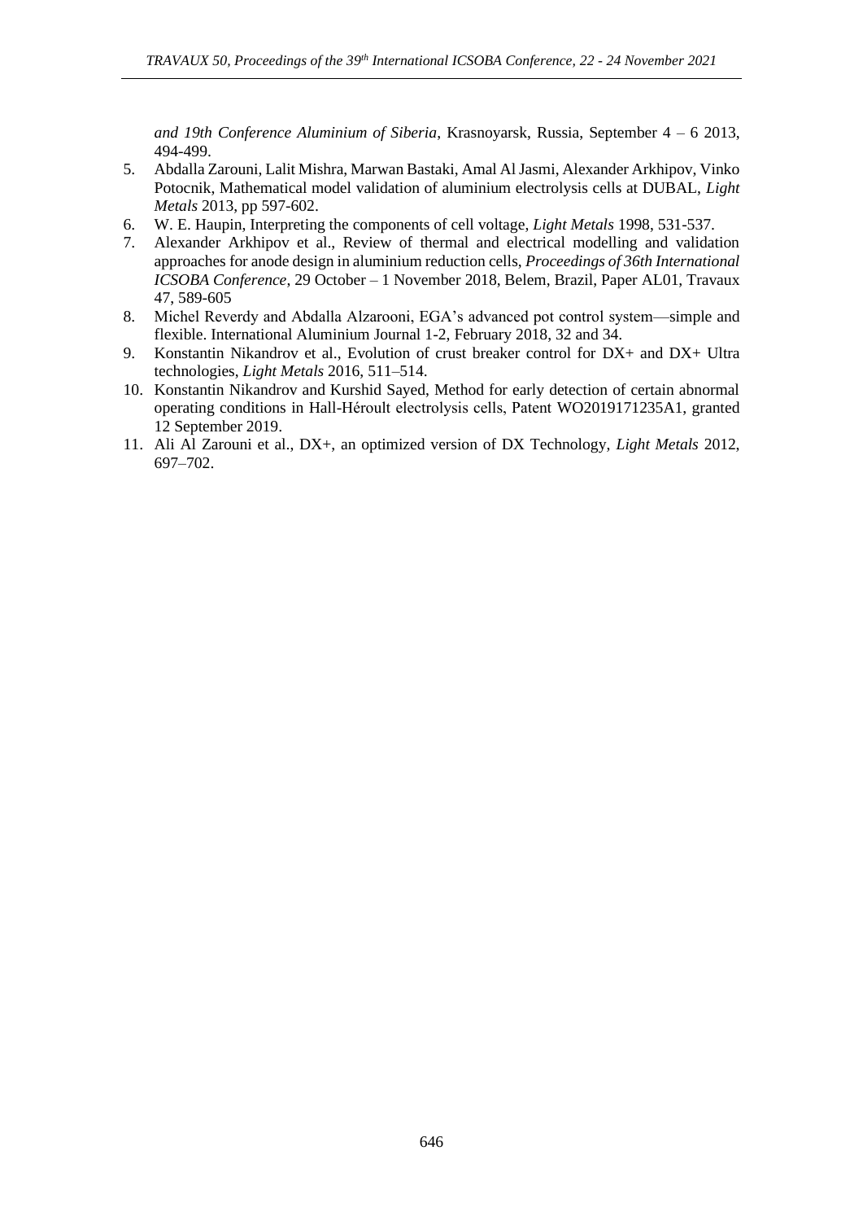*and 19th Conference Aluminium of Siberia*, Krasnoyarsk, Russia, September 4 – 6 2013, 494-499.

5. Abdalla Zarouni, Lalit Mishra, Marwan Bastaki, Amal Al Jasmi, Alexander Arkhipov, Vinko Potocnik, Mathematical model validation of aluminium electrolysis cells at DUBAL, *Light Metals* 2013, pp 597-602.
6. W. E. Haupin, Interpreting the components of cell voltage, *Light Metals* 1998, 531-537.
7. Alexander Arkhipov et al., Review of thermal and electrical modelling and validation approaches for anode design in aluminium reduction cells, *Proceedings of 36th International ICSOBA Conference*, 29 October – 1 November 2018, Belem, Brazil, Paper AL01, Travaux 47, 589-605
8. Michel Reverdy and Abdalla Alzarooni, EGA's advanced pot control system—simple and flexible. International Aluminium Journal 1-2, February 2018, 32 and 34.
9. Konstantin Nikandrov et al., Evolution of crust breaker control for DX+ and DX+ Ultra technologies, *Light Metals* 2016, 511–514.
10. Konstantin Nikandrov and Kurshid Sayed, Method for early detection of certain abnormal operating conditions in Hall-Héroult electrolysis cells, Patent WO2019171235A1, granted 12 September 2019.
11. Ali Al Zarouni et al., DX+, an optimized version of DX Technology, *Light Metals* 2012, 697–702.